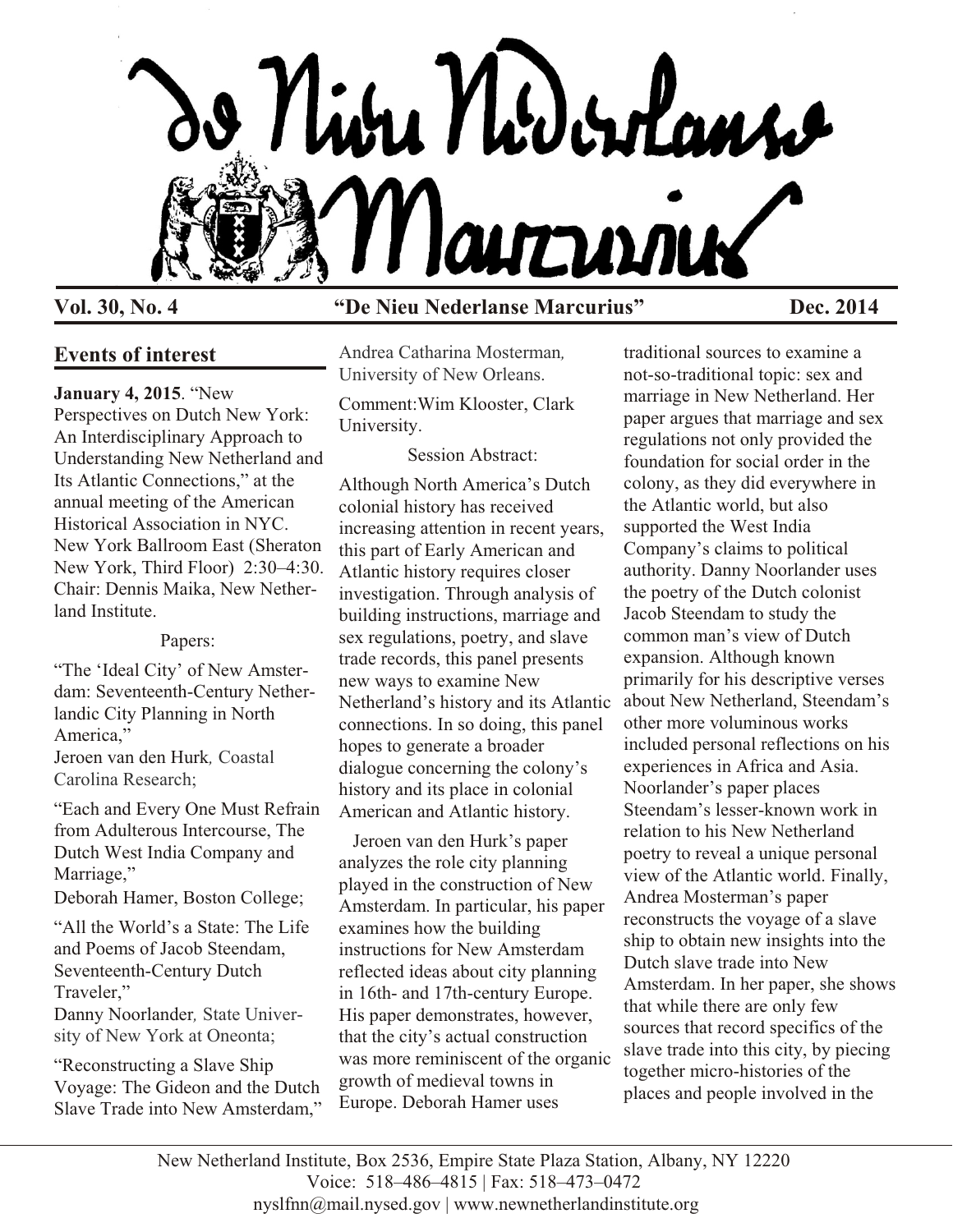# De Nieu Nederlanse Marcurius

**Vol. 30, No. 4** **"De Nieu Nederlanse Marcurius"** **Dec. 2014**

## Events of interest

**January 4, 2015**. "New Perspectives on Dutch New York: An Interdisciplinary Approach to Understanding New Netherland and Its Atlantic Connections," at the annual meeting of the American Historical Association in NYC. New York Ballroom East (Sheraton New York, Third Floor) 2:30–4:30. Chair: Dennis Maika, New Netherland Institute.

Papers:

"The 'Ideal City' of New Amsterdam: Seventeenth-Century Netherlandic City Planning in North America,"
Jeroen van den Hurk*, Coastal Carolina Research;*

"Each and Every One Must Refrain from Adulterous Intercourse, The Dutch West India Company and Marriage,"
Deborah Hamer, Boston College;

"All the World's a State: The Life and Poems of Jacob Steendam, Seventeenth-Century Dutch Traveler,"
Danny Noorlander*, State University of New York at Oneonta;*

"Reconstructing a Slave Ship Voyage: The Gideon and the Dutch Slave Trade into New Amsterdam,"
Andrea Catharina Mosterman*, University of New Orleans.*

Comment: Wim Klooster, Clark University.

Session Abstract:

Although North America's Dutch colonial history has received increasing attention in recent years, this part of Early American and Atlantic history requires closer investigation. Through analysis of building instructions, marriage and sex regulations, poetry, and slave trade records, this panel presents new ways to examine New Netherland's history and its Atlantic connections. In so doing, this panel hopes to generate a broader dialogue concerning the colony's history and its place in colonial American and Atlantic history.

Jeroen van den Hurk's paper analyzes the role city planning played in the construction of New Amsterdam. In particular, his paper examines how the building instructions for New Amsterdam reflected ideas about city planning in 16th- and 17th-century Europe. His paper demonstrates, however, that the city's actual construction was more reminiscent of the organic growth of medieval towns in Europe. Deborah Hamer uses traditional sources to examine a not-so-traditional topic: sex and marriage in New Netherland. Her paper argues that marriage and sex regulations not only provided the foundation for social order in the colony, as they did everywhere in the Atlantic world, but also supported the West India Company's claims to political authority. Danny Noorlander uses the poetry of the Dutch colonist Jacob Steendam to study the common man's view of Dutch expansion. Although known primarily for his descriptive verses about New Netherland, Steendam's other more voluminous works included personal reflections on his experiences in Africa and Asia. Noorlander's paper places Steendam's lesser-known work in relation to his New Netherland poetry to reveal a unique personal view of the Atlantic world. Finally, Andrea Mosterman's paper reconstructs the voyage of a slave ship to obtain new insights into the Dutch slave trade into New Amsterdam. In her paper, she shows that while there are only few sources that record specifics of the slave trade into this city, by piecing together micro-histories of the places and people involved in the

New Netherland Institute, Box 2536, Empire State Plaza Station, Albany, NY 12220
Voice: 518–486–4815 | Fax: 518–473–0472
nyslfnn@mail.nysed.gov | www.newnetherlandinstitute.org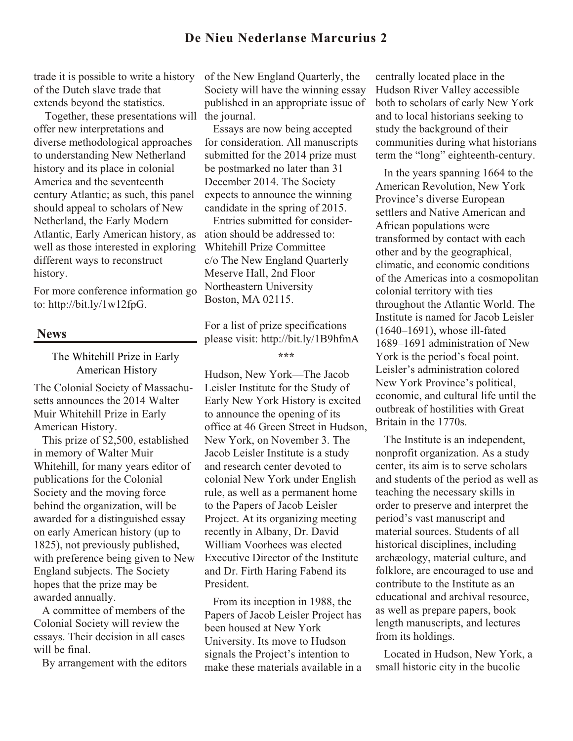trade it is possible to write a history of the Dutch slave trade that extends beyond the statistics.

Together, these presentations will offer new interpretations and diverse methodological approaches to understanding New Netherland history and its place in colonial America and the seventeenth century Atlantic; as such, this panel should appeal to scholars of New Netherland, the Early Modern Atlantic, Early American history, as well as those interested in exploring different ways to reconstruct history.

For more conference information go to: http://bit.ly/1w12fpG.

## News

### The Whitehill Prize in Early American History

The Colonial Society of Massachusetts announces the 2014 Walter Muir Whitehill Prize in Early American History.

This prize of $2,500, established in memory of Walter Muir Whitehill, for many years editor of publications for the Colonial Society and the moving force behind the organization, will be awarded for a distinguished essay on early American history (up to 1825), not previously published, with preference being given to New England subjects. The Society hopes that the prize may be awarded annually.

A committee of members of the Colonial Society will review the essays. Their decision in all cases will be final.

By arrangement with the editors of the New England Quarterly, the Society will have the winning essay published in an appropriate issue of the journal.

Essays are now being accepted for consideration. All manuscripts submitted for the 2014 prize must be postmarked no later than 31 December 2014. The Society expects to announce the winning candidate in the spring of 2015.

Entries submitted for consideration should be addressed to:
Whitehill Prize Committee
c/o The New England Quarterly
Meserve Hall, 2nd Floor
Northeastern University
Boston, MA 02115.

For a list of prize specifications please visit: http://bit.ly/1B9hfmA

***

Hudson, New York—The Jacob Leisler Institute for the Study of Early New York History is excited to announce the opening of its office at 46 Green Street in Hudson, New York, on November 3. The Jacob Leisler Institute is a study and research center devoted to colonial New York under English rule, as well as a permanent home to the Papers of Jacob Leisler Project. At its organizing meeting recently in Albany, Dr. David William Voorhees was elected Executive Director of the Institute and Dr. Firth Haring Fabend its President.

From its inception in 1988, the Papers of Jacob Leisler Project has been housed at New York University. Its move to Hudson signals the Project's intention to make these materials available in a centrally located place in the Hudson River Valley accessible both to scholars of early New York and to local historians seeking to study the background of their communities during what historians term the "long" eighteenth-century.

In the years spanning 1664 to the American Revolution, New York Province's diverse European settlers and Native American and African populations were transformed by contact with each other and by the geographical, climatic, and economic conditions of the Americas into a cosmopolitan colonial territory with ties throughout the Atlantic World. The Institute is named for Jacob Leisler (1640–1691), whose ill-fated 1689–1691 administration of New York is the period's focal point. Leisler's administration colored New York Province's political, economic, and cultural life until the outbreak of hostilities with Great Britain in the 1770s.

The Institute is an independent, nonprofit organization. As a study center, its aim is to serve scholars and students of the period as well as teaching the necessary skills in order to preserve and interpret the period's vast manuscript and material sources. Students of all historical disciplines, including archæology, material culture, and folklore, are encouraged to use and contribute to the Institute as an educational and archival resource, as well as prepare papers, book length manuscripts, and lectures from its holdings.

Located in Hudson, New York, a small historic city in the bucolic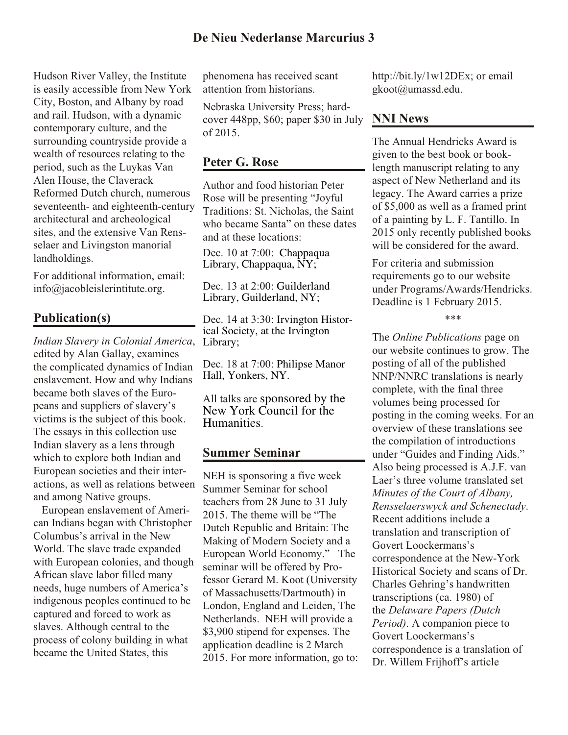Hudson River Valley, the Institute is easily accessible from New York City, Boston, and Albany by road and rail. Hudson, with a dynamic contemporary culture, and the surrounding countryside provide a wealth of resources relating to the period, such as the Luykas Van Alen House, the Claverack Reformed Dutch church, numerous seventeenth- and eighteenth-century architectural and archeological sites, and the extensive Van Rensselaer and Livingston manorial landholdings.

For additional information, email: info@jacobleislerintitute.org.

## Publication(s)

*Indian Slavery in Colonial America*, edited by Alan Gallay, examines the complicated dynamics of Indian enslavement. How and why Indians became both slaves of the Europeans and suppliers of slavery's victims is the subject of this book. The essays in this collection use Indian slavery as a lens through which to explore both Indian and European societies and their interactions, as well as relations between and among Native groups.

European enslavement of American Indians began with Christopher Columbus's arrival in the New World. The slave trade expanded with European colonies, and though African slave labor filled many needs, huge numbers of America's indigenous peoples continued to be captured and forced to work as slaves. Although central to the process of colony building in what became the United States, this phenomena has received scant attention from historians.

Nebraska University Press; hardcover 448pp, $60; paper $30 in July of 2015.

## Peter G. Rose

Author and food historian Peter Rose will be presenting "Joyful Traditions: St. Nicholas, the Saint who became Santa" on these dates and at these locations:

Dec. 10 at 7:00: Chappaqua Library, Chappaqua, NY;

Dec. 13 at 2:00: Guilderland Library, Guilderland, NY;

Dec. 14 at 3:30: Irvington Historical Society, at the Irvington Library;

Dec. 18 at 7:00: Philipse Manor Hall, Yonkers, NY.

All talks are sponsored by the New York Council for the Humanities.

## Summer Seminar

NEH is sponsoring a five week Summer Seminar for school teachers from 28 June to 31 July 2015. The theme will be "The Dutch Republic and Britain: The Making of Modern Society and a European World Economy." The seminar will be offered by Professor Gerard M. Koot (University of Massachusetts/Dartmouth) in London, England and Leiden, The Netherlands. NEH will provide a $3,900 stipend for expenses. The application deadline is 2 March 2015. For more information, go to: http://bit.ly/1w12DEx; or email gkoot@umassd.edu.

## NNI News

The Annual Hendricks Award is given to the best book or book-length manuscript relating to any aspect of New Netherland and its legacy. The Award carries a prize of $5,000 as well as a framed print of a painting by L. F. Tantillo. In 2015 only recently published books will be considered for the award.

For criteria and submission requirements go to our website under Programs/Awards/Hendricks. Deadline is 1 February 2015.

\*\*\*

The *Online Publications* page on our website continues to grow. The posting of all of the published NNP/NNRC translations is nearly complete, with the final three volumes being processed for posting in the coming weeks. For an overview of these translations see the compilation of introductions under "Guides and Finding Aids." Also being processed is A.J.F. van Laer's three volume translated set *Minutes of the Court of Albany, Rensselaerswyck and Schenectady*. Recent additions include a translation and transcription of Govert Loockermans's correspondence at the New-York Historical Society and scans of Dr. Charles Gehring's handwritten transcriptions (ca. 1980) of the *Delaware Papers (Dutch Period)*. A companion piece to Govert Loockermans's correspondence is a translation of Dr. Willem Frijhoff's article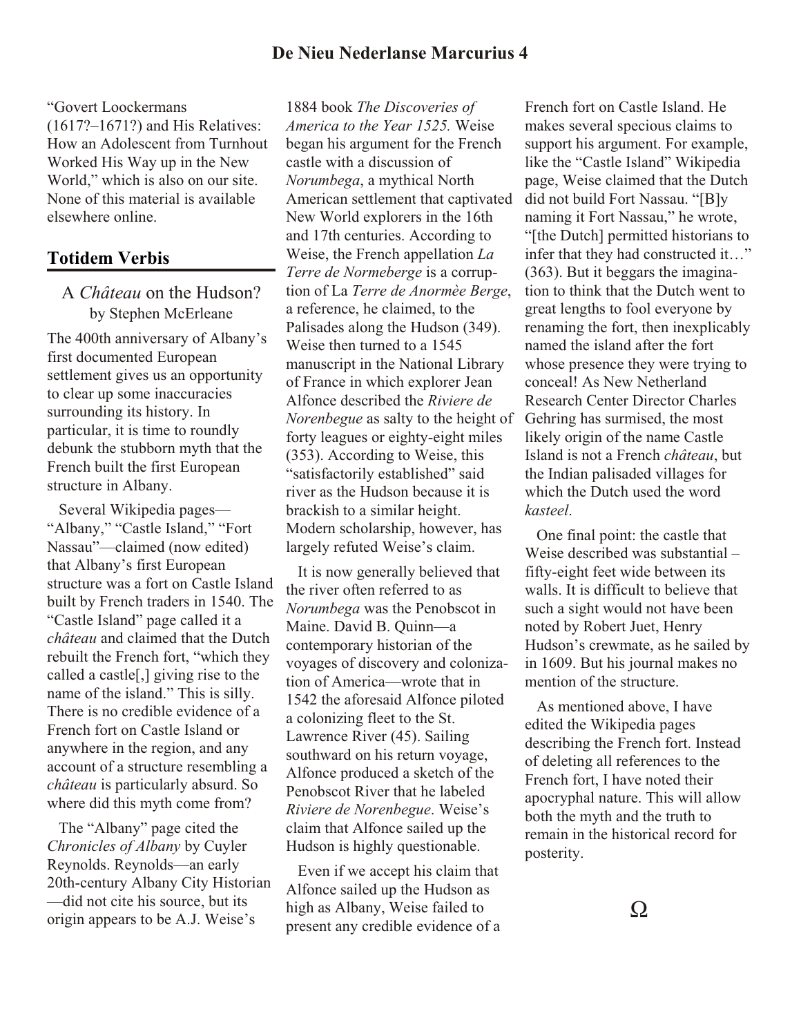"Govert Loockermans (1617?–1671?) and His Relatives: How an Adolescent from Turnhout Worked His Way up in the New World," which is also on our site. None of this material is available elsewhere online.

## Totidem Verbis

### A *Château* on the Hudson?

by Stephen McErleane

The 400th anniversary of Albany's first documented European settlement gives us an opportunity to clear up some inaccuracies surrounding its history. In particular, it is time to roundly debunk the stubborn myth that the French built the first European structure in Albany.

Several Wikipedia pages—"Albany," "Castle Island," "Fort Nassau"—claimed (now edited) that Albany's first European structure was a fort on Castle Island built by French traders in 1540. The "Castle Island" page called it a *château* and claimed that the Dutch rebuilt the French fort, "which they called a castle[,] giving rise to the name of the island." This is silly. There is no credible evidence of a French fort on Castle Island or anywhere in the region, and any account of a structure resembling a *château* is particularly absurd. So where did this myth come from?

The "Albany" page cited the *Chronicles of Albany* by Cuyler Reynolds. Reynolds—an early 20th-century Albany City Historian—did not cite his source, but its origin appears to be A.J. Weise's 1884 book *The Discoveries of America to the Year 1525.* Weise began his argument for the French castle with a discussion of *Norumbega*, a mythical North American settlement that captivated New World explorers in the 16th and 17th centuries. According to Weise, the French appellation *La Terre de Normeberge* is a corruption of La *Terre de Anormèe Berge*, a reference, he claimed, to the Palisades along the Hudson (349). Weise then turned to a 1545 manuscript in the National Library of France in which explorer Jean Alfonce described the *Riviere de Norenbegue* as salty to the height of forty leagues or eighty-eight miles (353). According to Weise, this "satisfactorily established" said river as the Hudson because it is brackish to a similar height. Modern scholarship, however, has largely refuted Weise's claim.

It is now generally believed that the river often referred to as *Norumbega* was the Penobscot in Maine. David B. Quinn—a contemporary historian of the voyages of discovery and colonization of America—wrote that in 1542 the aforesaid Alfonce piloted a colonizing fleet to the St. Lawrence River (45). Sailing southward on his return voyage, Alfonce produced a sketch of the Penobscot River that he labeled *Riviere de Norenbegue*. Weise's claim that Alfonce sailed up the Hudson is highly questionable.

Even if we accept his claim that Alfonce sailed up the Hudson as high as Albany, Weise failed to present any credible evidence of a French fort on Castle Island. He makes several specious claims to support his argument. For example, like the "Castle Island" Wikipedia page, Weise claimed that the Dutch did not build Fort Nassau. "[B]y naming it Fort Nassau," he wrote, "[the Dutch] permitted historians to infer that they had constructed it…" (363). But it beggars the imagination to think that the Dutch went to great lengths to fool everyone by renaming the fort, then inexplicably named the island after the fort whose presence they were trying to conceal! As New Netherland Research Center Director Charles Gehring has surmised, the most likely origin of the name Castle Island is not a French *château*, but the Indian palisaded villages for which the Dutch used the word *kasteel*.

One final point: the castle that Weise described was substantial – fifty-eight feet wide between its walls. It is difficult to believe that such a sight would not have been noted by Robert Juet, Henry Hudson's crewmate, as he sailed by in 1609. But his journal makes no mention of the structure.

As mentioned above, I have edited the Wikipedia pages describing the French fort. Instead of deleting all references to the French fort, I have noted their apocryphal nature. This will allow both the myth and the truth to remain in the historical record for posterity.

Ω